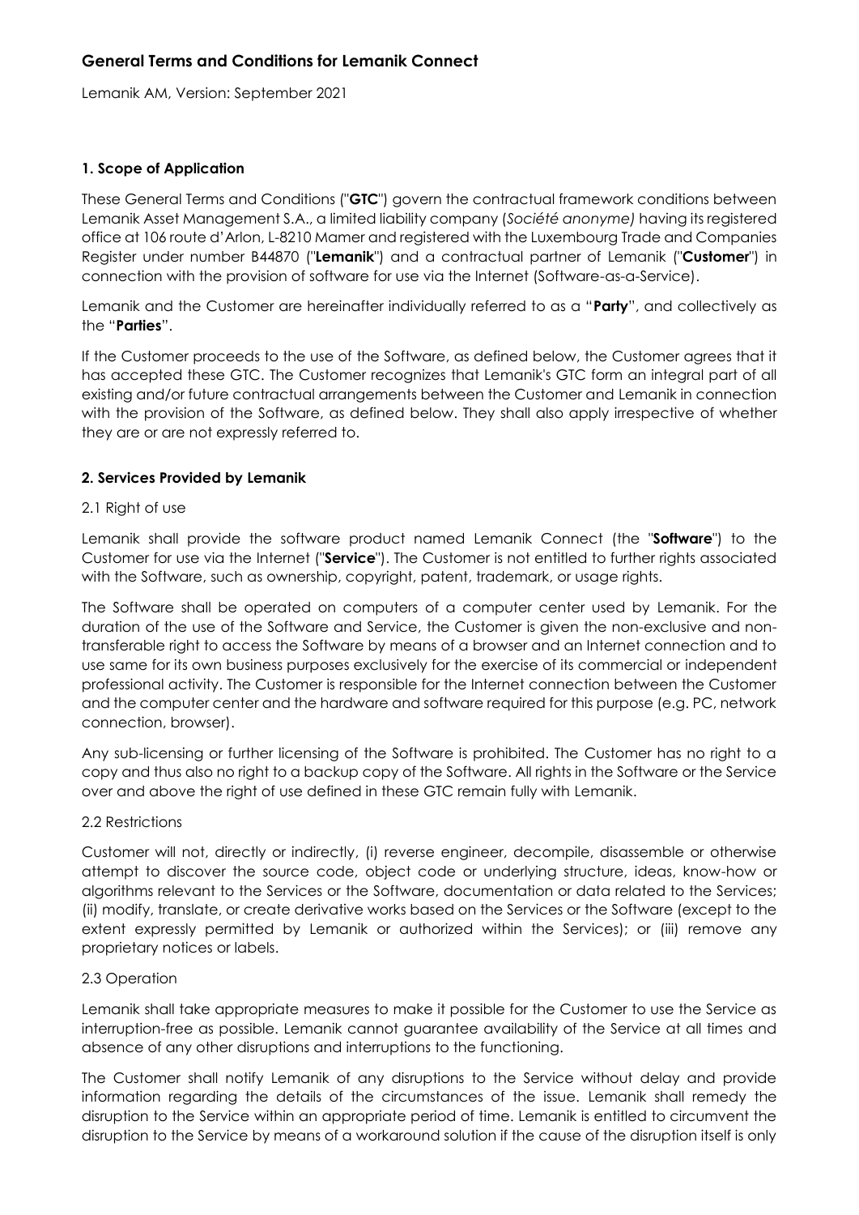# General Terms and Conditions for Lemanik Connect

Lemanik AM, Version: September 2021

### 1. Scope of Application

These General Terms and Conditions ("**GTC**") govern the contractual framework conditions between Lemanik Asset Management S.A., a limited liability company (*Société anonyme)* having its registered office at 106 route d'Arlon, L-8210 Mamer and registered with the Luxembourg Trade and Companies Register under number B44870 ("**Lemanik**") and a contractual partner of Lemanik ("**Customer**") in connection with the provision of software for use via the Internet (Software-as-a-Service).

Lemanik and the Customer are hereinafter individually referred to as a "**Party**", and collectively as the "**Parties**".

If the Customer proceeds to the use of the Software, as defined below, the Customer agrees that it has accepted these GTC. The Customer recognizes that Lemanik's GTC form an integral part of all existing and/or future contractual arrangements between the Customer and Lemanik in connection with the provision of the Software, as defined below. They shall also apply irrespective of whether they are or are not expressly referred to.

### 2. Services Provided by Lemanik

2.1 Right of use

Lemanik shall provide the software product named Lemanik Connect (the "**Software**") to the Customer for use via the Internet ("**Service**"). The Customer is not entitled to further rights associated with the Software, such as ownership, copyright, patent, trademark, or usage rights.

The Software shall be operated on computers of a computer center used by Lemanik. For the duration of the use of the Software and Service, the Customer is given the non-exclusive and non-transferable right to access the Software by means of a browser and an Internet connection and to use same for its own business purposes exclusively for the exercise of its commercial or independent professional activity. The Customer is responsible for the Internet connection between the Customer and the computer center and the hardware and software required for this purpose (e.g. PC, network connection, browser).

Any sub-licensing or further licensing of the Software is prohibited. The Customer has no right to a copy and thus also no right to a backup copy of the Software. All rights in the Software or the Service over and above the right of use defined in these GTC remain fully with Lemanik.

2.2 Restrictions

Customer will not, directly or indirectly, (i) reverse engineer, decompile, disassemble or otherwise attempt to discover the source code, object code or underlying structure, ideas, know-how or algorithms relevant to the Services or the Software, documentation or data related to the Services; (ii) modify, translate, or create derivative works based on the Services or the Software (except to the extent expressly permitted by Lemanik or authorized within the Services); or (iii) remove any proprietary notices or labels.

2.3 Operation

Lemanik shall take appropriate measures to make it possible for the Customer to use the Service as interruption-free as possible. Lemanik cannot guarantee availability of the Service at all times and absence of any other disruptions and interruptions to the functioning.

The Customer shall notify Lemanik of any disruptions to the Service without delay and provide information regarding the details of the circumstances of the issue. Lemanik shall remedy the disruption to the Service within an appropriate period of time. Lemanik is entitled to circumvent the disruption to the Service by means of a workaround solution if the cause of the disruption itself is only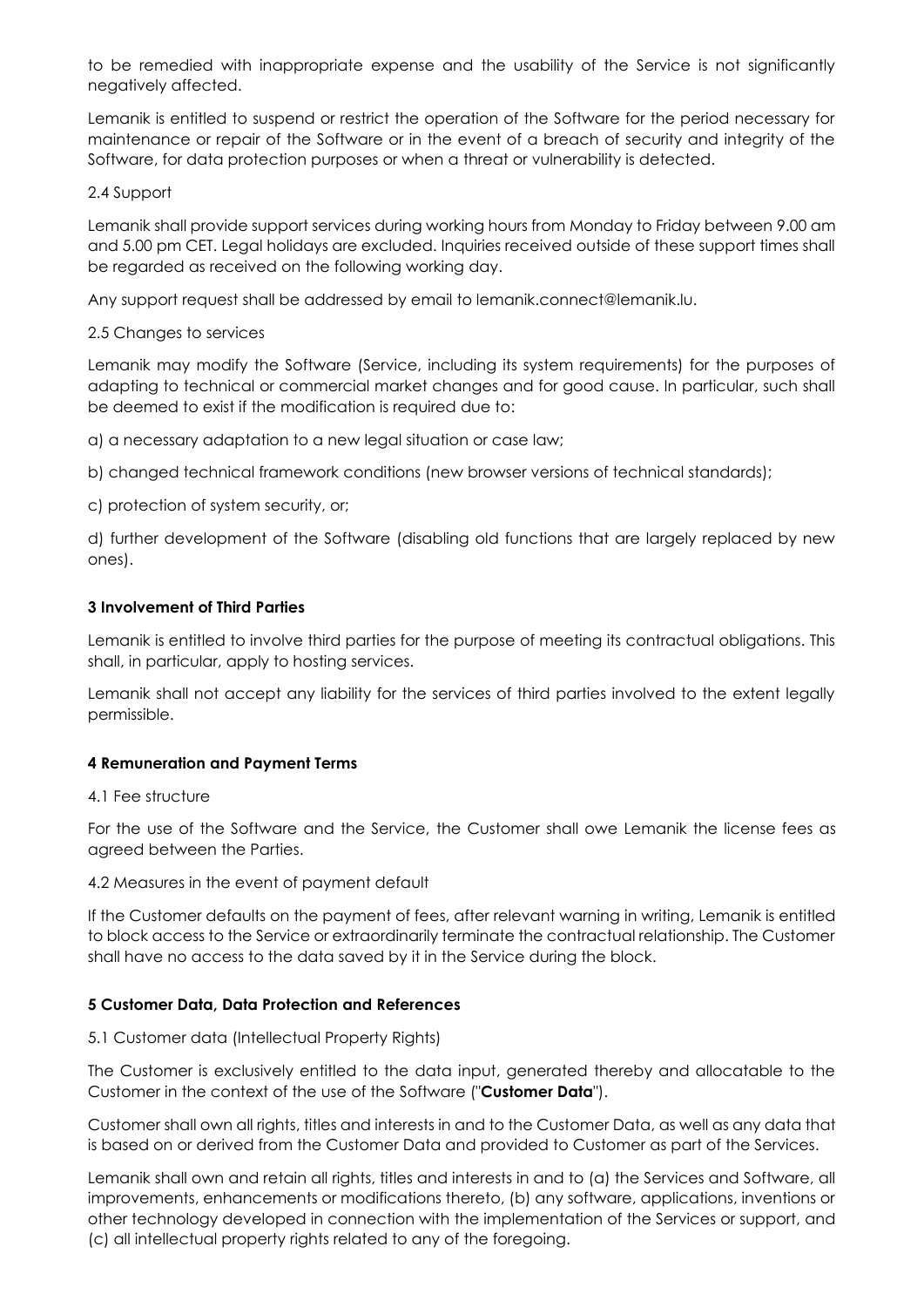to be remedied with inappropriate expense and the usability of the Service is not significantly negatively affected.

Lemanik is entitled to suspend or restrict the operation of the Software for the period necessary for maintenance or repair of the Software or in the event of a breach of security and integrity of the Software, for data protection purposes or when a threat or vulnerability is detected.

2.4 Support

Lemanik shall provide support services during working hours from Monday to Friday between 9.00 am and 5.00 pm CET. Legal holidays are excluded. Inquiries received outside of these support times shall be regarded as received on the following working day.

Any support request shall be addressed by email to lemanik.connect@lemanik.lu.

2.5 Changes to services

Lemanik may modify the Software (Service, including its system requirements) for the purposes of adapting to technical or commercial market changes and for good cause. In particular, such shall be deemed to exist if the modification is required due to:

a) a necessary adaptation to a new legal situation or case law;

b) changed technical framework conditions (new browser versions of technical standards);

c) protection of system security, or;

d) further development of the Software (disabling old functions that are largely replaced by new ones).

**3 Involvement of Third Parties**

Lemanik is entitled to involve third parties for the purpose of meeting its contractual obligations. This shall, in particular, apply to hosting services.

Lemanik shall not accept any liability for the services of third parties involved to the extent legally permissible.

**4 Remuneration and Payment Terms**

4.1 Fee structure

For the use of the Software and the Service, the Customer shall owe Lemanik the license fees as agreed between the Parties.

4.2 Measures in the event of payment default

If the Customer defaults on the payment of fees, after relevant warning in writing, Lemanik is entitled to block access to the Service or extraordinarily terminate the contractual relationship. The Customer shall have no access to the data saved by it in the Service during the block.

**5 Customer Data, Data Protection and References**

5.1 Customer data (Intellectual Property Rights)

The Customer is exclusively entitled to the data input, generated thereby and allocatable to the Customer in the context of the use of the Software ("**Customer Data**").

Customer shall own all rights, titles and interests in and to the Customer Data, as well as any data that is based on or derived from the Customer Data and provided to Customer as part of the Services.

Lemanik shall own and retain all rights, titles and interests in and to (a) the Services and Software, all improvements, enhancements or modifications thereto, (b) any software, applications, inventions or other technology developed in connection with the implementation of the Services or support, and (c) all intellectual property rights related to any of the foregoing.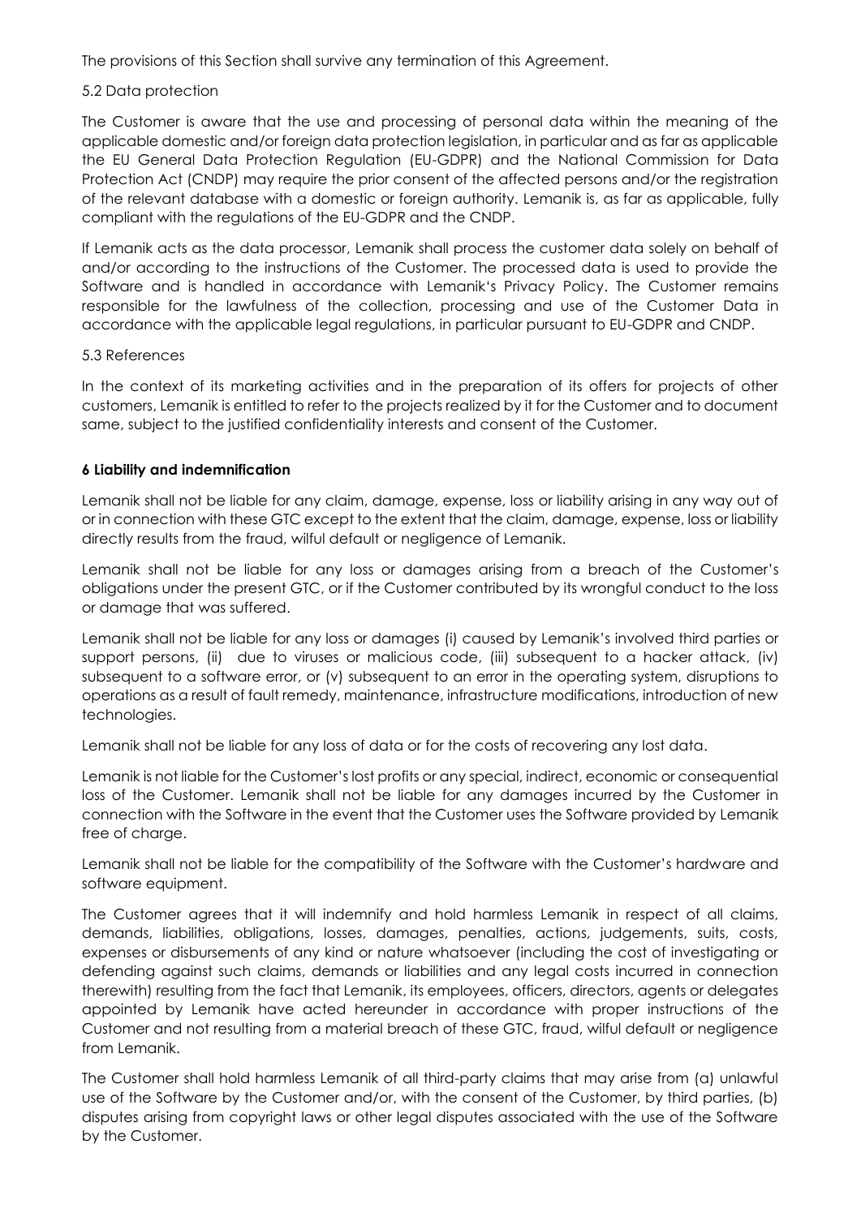The provisions of this Section shall survive any termination of this Agreement.

5.2 Data protection

The Customer is aware that the use and processing of personal data within the meaning of the applicable domestic and/or foreign data protection legislation, in particular and as far as applicable the EU General Data Protection Regulation (EU-GDPR) and the National Commission for Data Protection Act (CNDP) may require the prior consent of the affected persons and/or the registration of the relevant database with a domestic or foreign authority. Lemanik is, as far as applicable, fully compliant with the regulations of the EU-GDPR and the CNDP.

If Lemanik acts as the data processor, Lemanik shall process the customer data solely on behalf of and/or according to the instructions of the Customer. The processed data is used to provide the Software and is handled in accordance with Lemanik's Privacy Policy. The Customer remains responsible for the lawfulness of the collection, processing and use of the Customer Data in accordance with the applicable legal regulations, in particular pursuant to EU-GDPR and CNDP.

5.3 References

In the context of its marketing activities and in the preparation of its offers for projects of other customers, Lemanik is entitled to refer to the projects realized by it for the Customer and to document same, subject to the justified confidentiality interests and consent of the Customer.

**6 Liability and indemnification**

Lemanik shall not be liable for any claim, damage, expense, loss or liability arising in any way out of or in connection with these GTC except to the extent that the claim, damage, expense, loss or liability directly results from the fraud, wilful default or negligence of Lemanik.

Lemanik shall not be liable for any loss or damages arising from a breach of the Customer's obligations under the present GTC, or if the Customer contributed by its wrongful conduct to the loss or damage that was suffered.

Lemanik shall not be liable for any loss or damages (i) caused by Lemanik's involved third parties or support persons, (ii) due to viruses or malicious code, (iii) subsequent to a hacker attack, (iv) subsequent to a software error, or (v) subsequent to an error in the operating system, disruptions to operations as a result of fault remedy, maintenance, infrastructure modifications, introduction of new technologies.

Lemanik shall not be liable for any loss of data or for the costs of recovering any lost data.

Lemanik is not liable for the Customer's lost profits or any special, indirect, economic or consequential loss of the Customer. Lemanik shall not be liable for any damages incurred by the Customer in connection with the Software in the event that the Customer uses the Software provided by Lemanik free of charge.

Lemanik shall not be liable for the compatibility of the Software with the Customer's hardware and software equipment.

The Customer agrees that it will indemnify and hold harmless Lemanik in respect of all claims, demands, liabilities, obligations, losses, damages, penalties, actions, judgements, suits, costs, expenses or disbursements of any kind or nature whatsoever (including the cost of investigating or defending against such claims, demands or liabilities and any legal costs incurred in connection therewith) resulting from the fact that Lemanik, its employees, officers, directors, agents or delegates appointed by Lemanik have acted hereunder in accordance with proper instructions of the Customer and not resulting from a material breach of these GTC, fraud, wilful default or negligence from Lemanik.

The Customer shall hold harmless Lemanik of all third-party claims that may arise from (a) unlawful use of the Software by the Customer and/or, with the consent of the Customer, by third parties, (b) disputes arising from copyright laws or other legal disputes associated with the use of the Software by the Customer.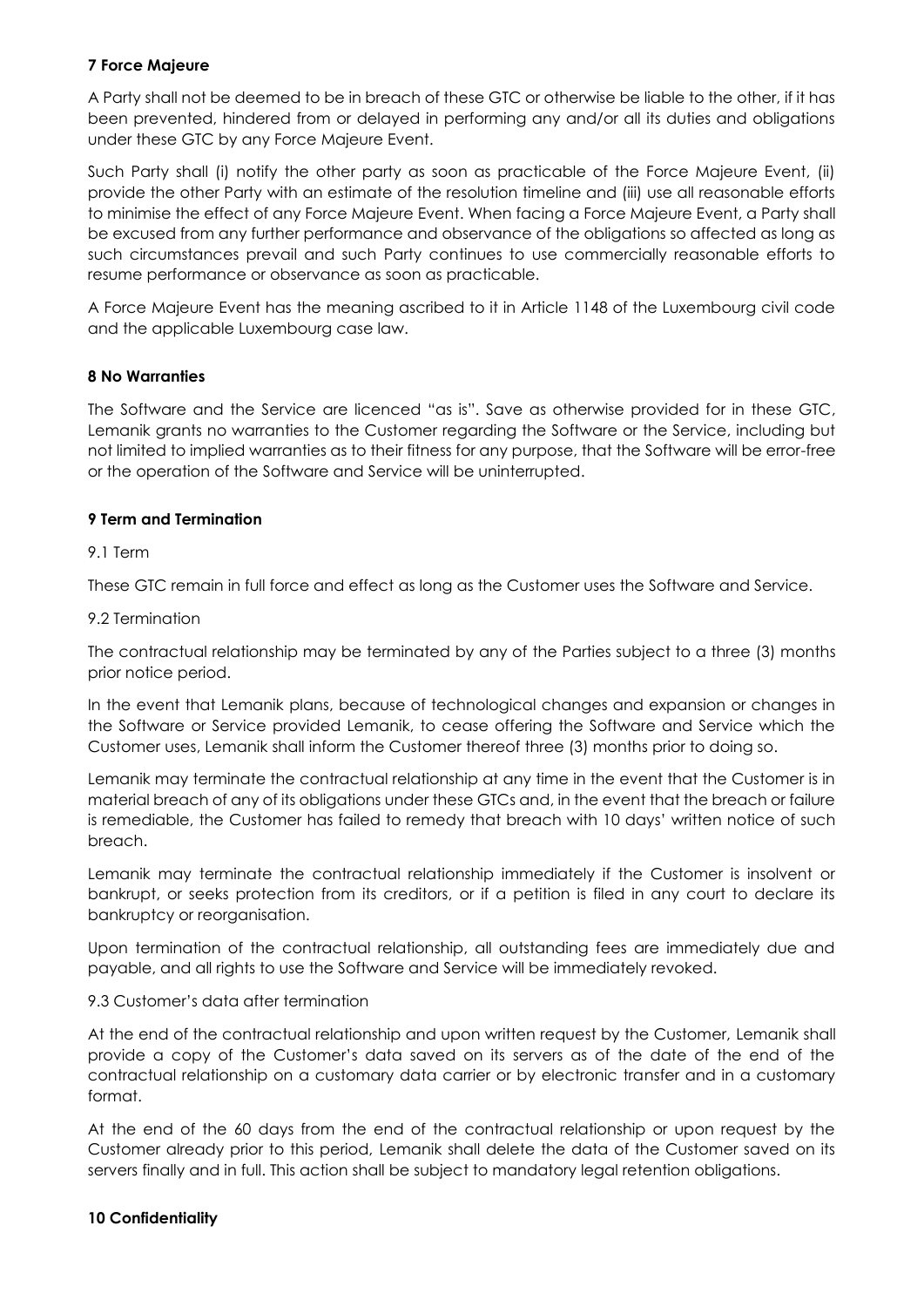## 7 Force Majeure

A Party shall not be deemed to be in breach of these GTC or otherwise be liable to the other, if it has been prevented, hindered from or delayed in performing any and/or all its duties and obligations under these GTC by any Force Majeure Event.

Such Party shall (i) notify the other party as soon as practicable of the Force Majeure Event, (ii) provide the other Party with an estimate of the resolution timeline and (iii) use all reasonable efforts to minimise the effect of any Force Majeure Event. When facing a Force Majeure Event, a Party shall be excused from any further performance and observance of the obligations so affected as long as such circumstances prevail and such Party continues to use commercially reasonable efforts to resume performance or observance as soon as practicable.

A Force Majeure Event has the meaning ascribed to it in Article 1148 of the Luxembourg civil code and the applicable Luxembourg case law.

## 8 No Warranties

The Software and the Service are licenced "as is". Save as otherwise provided for in these GTC, Lemanik grants no warranties to the Customer regarding the Software or the Service, including but not limited to implied warranties as to their fitness for any purpose, that the Software will be error-free or the operation of the Software and Service will be uninterrupted.

## 9 Term and Termination

### 9.1 Term

These GTC remain in full force and effect as long as the Customer uses the Software and Service.

### 9.2 Termination

The contractual relationship may be terminated by any of the Parties subject to a three (3) months prior notice period.

In the event that Lemanik plans, because of technological changes and expansion or changes in the Software or Service provided Lemanik, to cease offering the Software and Service which the Customer uses, Lemanik shall inform the Customer thereof three (3) months prior to doing so.

Lemanik may terminate the contractual relationship at any time in the event that the Customer is in material breach of any of its obligations under these GTCs and, in the event that the breach or failure is remediable, the Customer has failed to remedy that breach with 10 days' written notice of such breach.

Lemanik may terminate the contractual relationship immediately if the Customer is insolvent or bankrupt, or seeks protection from its creditors, or if a petition is filed in any court to declare its bankruptcy or reorganisation.

Upon termination of the contractual relationship, all outstanding fees are immediately due and payable, and all rights to use the Software and Service will be immediately revoked.

### 9.3 Customer's data after termination

At the end of the contractual relationship and upon written request by the Customer, Lemanik shall provide a copy of the Customer's data saved on its servers as of the date of the end of the contractual relationship on a customary data carrier or by electronic transfer and in a customary format.

At the end of the 60 days from the end of the contractual relationship or upon request by the Customer already prior to this period, Lemanik shall delete the data of the Customer saved on its servers finally and in full. This action shall be subject to mandatory legal retention obligations.

## 10 Confidentiality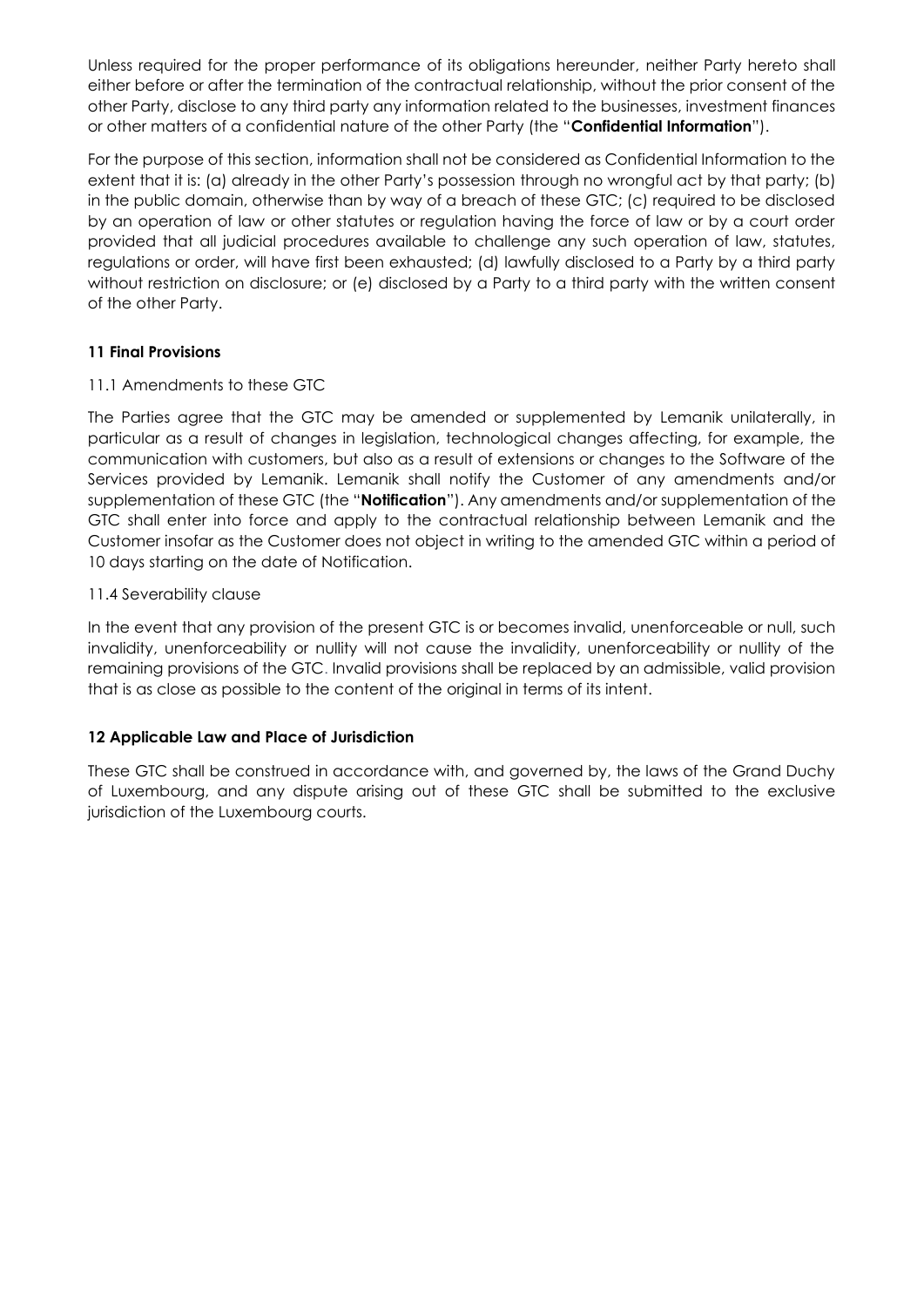Unless required for the proper performance of its obligations hereunder, neither Party hereto shall either before or after the termination of the contractual relationship, without the prior consent of the other Party, disclose to any third party any information related to the businesses, investment finances or other matters of a confidential nature of the other Party (the "**Confidential Information**").

For the purpose of this section, information shall not be considered as Confidential Information to the extent that it is: (a) already in the other Party's possession through no wrongful act by that party; (b) in the public domain, otherwise than by way of a breach of these GTC; (c) required to be disclosed by an operation of law or other statutes or regulation having the force of law or by a court order provided that all judicial procedures available to challenge any such operation of law, statutes, regulations or order, will have first been exhausted; (d) lawfully disclosed to a Party by a third party without restriction on disclosure; or (e) disclosed by a Party to a third party with the written consent of the other Party.

### 11 Final Provisions

11.1 Amendments to these GTC

The Parties agree that the GTC may be amended or supplemented by Lemanik unilaterally, in particular as a result of changes in legislation, technological changes affecting, for example, the communication with customers, but also as a result of extensions or changes to the Software of the Services provided by Lemanik. Lemanik shall notify the Customer of any amendments and/or supplementation of these GTC (the "**Notification**"). Any amendments and/or supplementation of the GTC shall enter into force and apply to the contractual relationship between Lemanik and the Customer insofar as the Customer does not object in writing to the amended GTC within a period of 10 days starting on the date of Notification.

11.4 Severability clause

In the event that any provision of the present GTC is or becomes invalid, unenforceable or null, such invalidity, unenforceability or nullity will not cause the invalidity, unenforceability or nullity of the remaining provisions of the GTC. Invalid provisions shall be replaced by an admissible, valid provision that is as close as possible to the content of the original in terms of its intent.

### 12 Applicable Law and Place of Jurisdiction

These GTC shall be construed in accordance with, and governed by, the laws of the Grand Duchy of Luxembourg, and any dispute arising out of these GTC shall be submitted to the exclusive jurisdiction of the Luxembourg courts.